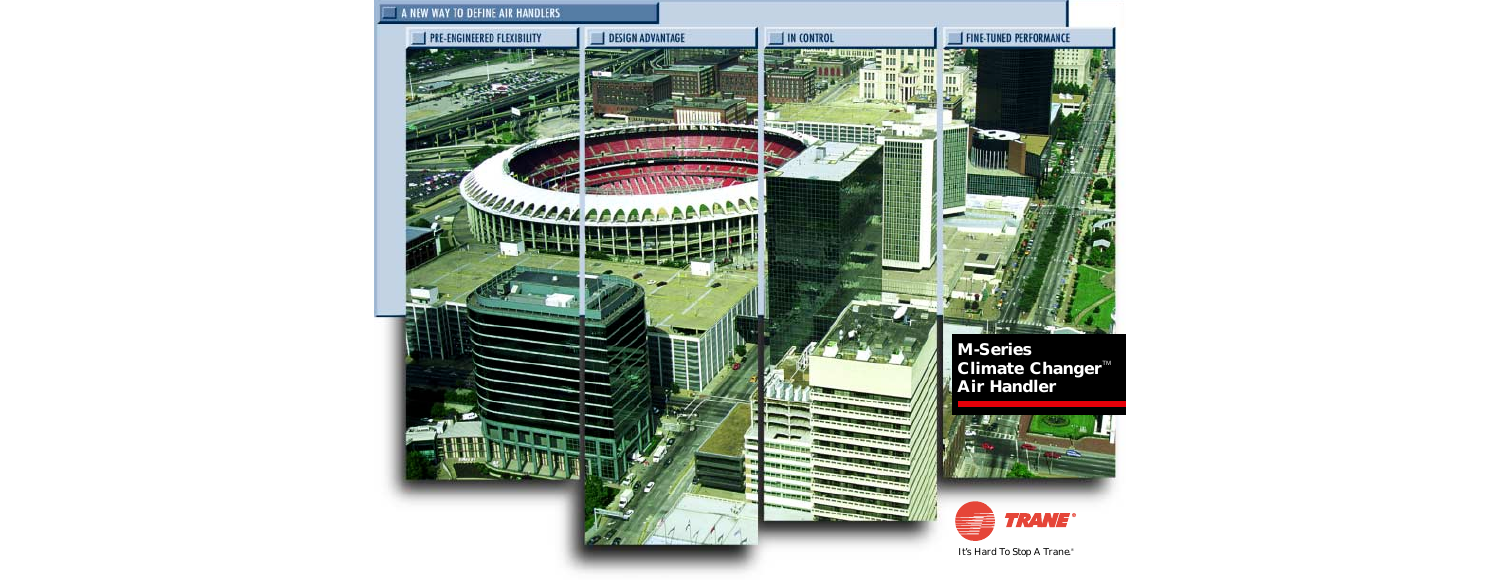A NEW WAY TO DEFINE AIR HANDLERS

PRE-ENGINEERED FLEXIBILITY

DESIGN ADVANTAGE

IN CONTROL

FINE-TUNED PERFORMANCE

# M-Series Climate Changer™ Air Handler

TRANE®

It's Hard To Stop A Trane.®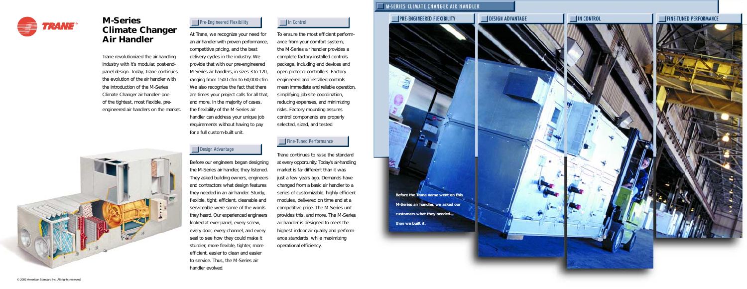# M-Series Climate Changer Air Handler

Trane revolutionized the air-handling industry with it's modular, post-and-panel design. Today, Trane continues the evolution of the air handler with the introduction of the M-Series Climate Changer air handler–one of the tightest, most flexible, pre-engineered air handlers on the market.

## Pre-Engineered Flexibility

At Trane, we recognize your need for an air handler with proven performance, competitive pricing, and the best delivery cycles in the industry. We provide that with our pre-engineered M-Series air handlers, in sizes 3 to 120, ranging from 1500 cfm to 60,000 cfm. We also recognize the fact that there are times your project calls for all that, and more. In the majority of cases, the flexibility of the M-Series air handler can address your unique job requirements without having to pay for a full custom-built unit.

## Design Advantage

Before our engineers began designing the M-Series air handler, they listened. They asked building owners, engineers and contractors what design features they needed in an air hander. Sturdy, flexible, tight, efficient, cleanable and serviceable were some of the words they heard. Our experienced engineers looked at ever panel, every screw, every door, every channel, and every seal to see how they could make it sturdier, more flexible, tighter, more efficient, easier to clean and easier to service. Thus, the M-Series air handler evolved.

## In Control

To ensure the most efficient performance from your comfort system, the M-Series air handler provides a complete factory-installed controls package, including end devices and open-protocol controllers. Factory-engineered and installed controls mean immediate and reliable operation, simplifying job-site coordination, reducing expenses, and minimizing risks. Factory mounting assures control components are properly selected, sized, and tested.

## Fine-Tuned Performance

Trane continues to raise the standard at every opportunity. Today's air-handling market is far different than it was just a few years ago. Demands have changed from a basic air handler to a series of customizable, highly efficient modules, delivered on time and at a competitive price. The M-Series unit provides this, and more. The M-Series air handler is designed to meet the highest indoor air quality and performance standards, while maximizing operational efficiency.

M-SERIES CLIMATE CHANGER AIR HANDLER

PRE-ENGINEERED FLEXIBILITY | DESIGN ADVANTAGE | IN CONTROL | FINE-TUNED PERFORMANCE

**Before the Trane name went on this M-Series air handler, we asked our customers what they needed— then we built it.**

© 2002 American Standard Inc. All rights reserved.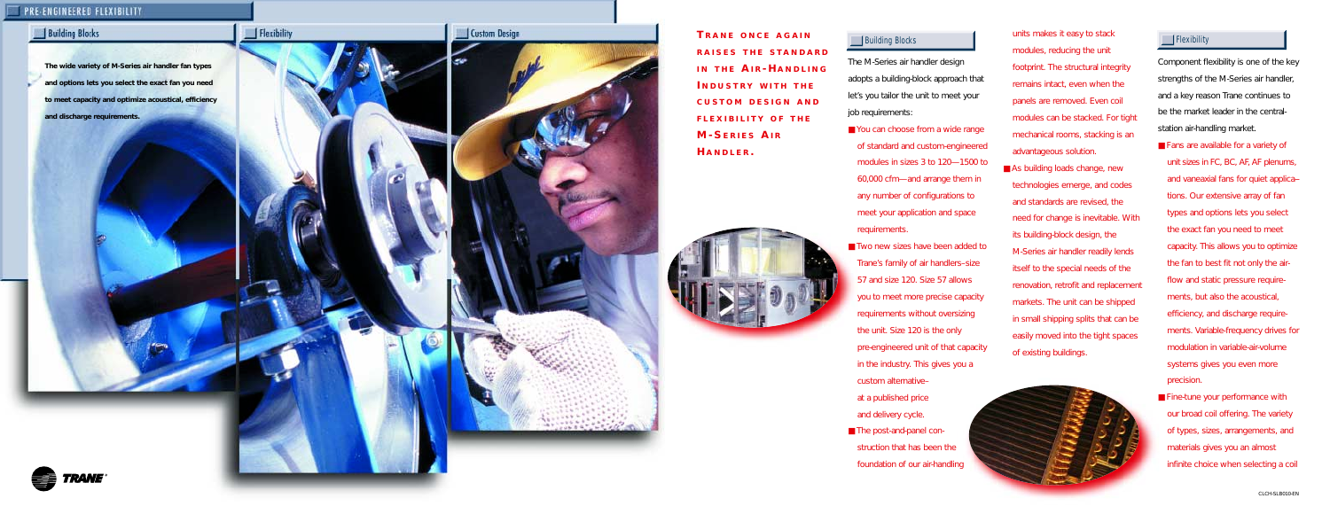## Pre-Engineered Flexibility

### Building Blocks

**The wide variety of M-Series air handler fan types and options lets you select the exact fan you need to meet capacity and optimize acoustical, efficiency and discharge requirements.**

### Flexibility

### Custom Design

**TRANE ONCE AGAIN RAISES THE STANDARD IN THE AIR-HANDLING INDUSTRY WITH THE CUSTOM DESIGN AND FLEXIBILITY OF THE M-SERIES AIR HANDLER.**

### Building Blocks

The M-Series air handler design adopts a building-block approach that let's you tailor the unit to meet your job requirements:

- You can choose from a wide range of standard and custom-engineered modules in sizes 3 to 120—1500 to 60,000 cfm—and arrange them in any number of configurations to meet your application and space requirements.
- Two new sizes have been added to Trane's family of air handlers–size 57 and size 120. Size 57 allows you to meet more precise capacity requirements without oversizing the unit. Size 120 is the only pre-engineered unit of that capacity in the industry. This gives you a custom alternative–at a published price and delivery cycle.
- The post-and-panel construction that has been the foundation of our air-handling units makes it easy to stack modules, reducing the unit footprint. The structural integrity remains intact, even when the panels are removed. Even coil modules can be stacked. For tight mechanical rooms, stacking is an advantageous solution.
- As building loads change, new technologies emerge, and codes and standards are revised, the need for change is inevitable. With its building-block design, the M-Series air handler readily lends itself to the special needs of the renovation, retrofit and replacement markets. The unit can be shipped in small shipping splits that can be easily moved into the tight spaces of existing buildings.

### Flexibility

Component flexibility is one of the key strengths of the M-Series air handler, and a key reason Trane continues to be the market leader in the central-station air-handling market.

- Fans are available for a variety of unit sizes in FC, BC, AF, AF plenums, and vaneaxial fans for quiet applica–tions. Our extensive array of fan types and options lets you select the exact fan you need to meet capacity. This allows you to optimize the fan to best fit not only the air-flow and static pressure require-ments, but also the acoustical, efficiency, and discharge require-ments. Variable-frequency drives for modulation in variable-air-volume systems gives you even more precision.
- Fine-tune your performance with our broad coil offering. The variety of types, sizes, arrangements, and materials gives you an almost infinite choice when selecting a coil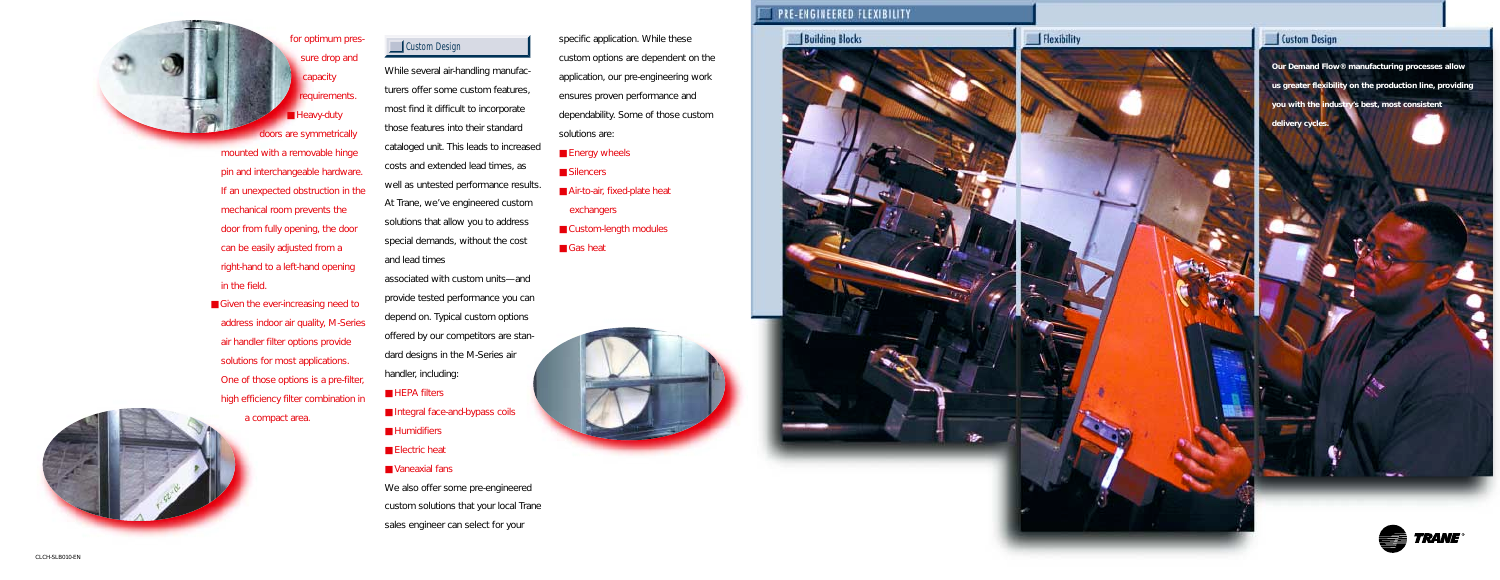for optimum pressure drop and capacity requirements.

- Heavy-duty doors are symmetrically mounted with a removable hinge pin and interchangeable hardware. If an unexpected obstruction in the mechanical room prevents the door from fully opening, the door can be easily adjusted from a right-hand to a left-hand opening in the field.
- Given the ever-increasing need to address indoor air quality, M-Series air handler filter options provide solutions for most applications. One of those options is a pre-filter, high efficiency filter combination in a compact area.

## Custom Design

While several air-handling manufacturers offer some custom features, most find it difficult to incorporate those features into their standard cataloged unit. This leads to increased costs and extended lead times, as well as untested performance results. At Trane, we've engineered custom solutions that allow you to address special demands, without the cost and lead times associated with custom units—and provide tested performance you can depend on. Typical custom options offered by our competitors are standard designs in the M-Series air handler, including:

- HEPA filters
- Integral face-and-bypass coils
- Humidifiers
- Electric heat
- Vaneaxial fans

We also offer some pre-engineered custom solutions that your local Trane sales engineer can select for your specific application. While these custom options are dependent on the application, our pre-engineering work ensures proven performance and dependability. Some of those custom solutions are:

- Energy wheels
- Silencers
- Air-to-air, fixed-plate heat exchangers
- Custom-length modules
- Gas heat

# PRE-ENGINEERED FLEXIBILITY

## Building Blocks

## Flexibility

## Custom Design

**Our Demand Flow® manufacturing processes allow us greater flexibility on the production line, providing you with the industry's best, most consistent delivery cycles.**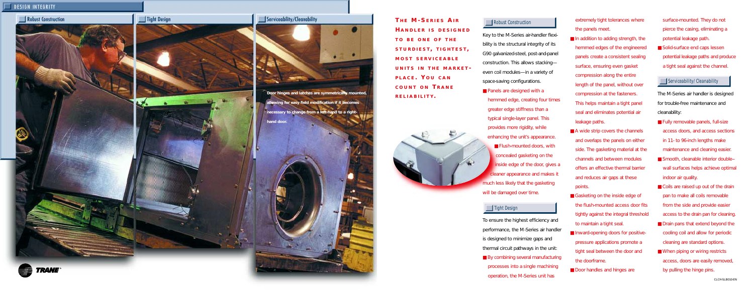# Design Integrity

Door hinges and latches are symmetrically mounted, allowing for easy field modification if it becomes necessary to change from a left-hand to a right-hand door.

**THE M-SERIES AIR HANDLER IS DESIGNED TO BE ONE OF THE STURDIEST, TIGHTEST, MOST SERVICEABLE UNITS IN THE MARKETPLACE. YOU CAN COUNT ON TRANE RELIABILITY.**

## Robust Construction

Key to the M-Series air-handler flexibility is the structural integrity of its G90 galvanized-steel, post-and-panel construction. This allows stacking—even coil modules—in a variety of space-saving configurations.

- Panels are designed with a hemmed edge, creating four times greater edge stiffness than a typical single-layer panel. This provides more rigidity, while enhancing the unit's appearance.
- Flush-mounted doors, with concealed gasketing on the inside edge of the door, gives a cleaner appearance and makes it much less likely that the gasketing will be damaged over time.

## Tight Design

To ensure the highest efficiency and performance, the M-Series air handler is designed to minimize gaps and thermal circuit pathways in the unit:

- By combining several manufacturing processes into a single machining operation, the M-Series unit has extremely tight tolerances where the panels meet.
- In addition to adding strength, the hemmed edges of the engineered panels create a consistent sealing surface, ensuring even gasket compression along the entire length of the panel, without over compression at the fasteners. This helps maintain a tight panel seal and eliminates potential air leakage paths.
- A wide strip covers the channels and overlaps the panels on either side. The gasketing material at the channels and between modules offers an effective thermal barrier and reduces air gaps at these points.
- Gasketing on the inside edge of the flush-mounted access door fits tightly against the integral threshold to maintain a tight seal.
- Inward-opening doors for positive-pressure applications promote a tight seal between the door and the doorframe.
- Door handles and hinges are surface-mounted. They do not pierce the casing, eliminating a potential leakage path.
- Solid-surface end caps lessen potential leakage paths and produce a tight seal against the channel.

## Serviceability/Cleanability

The M-Series air handler is designed for trouble-free maintenance and cleanability:

- Fully removable panels, full-size access doors, and access sections in 11- to 96-inch lengths make maintenance and cleaning easier.
- Smooth, cleanable interior double–wall surfaces helps achieve optimal indoor air quality.
- Coils are raised up out of the drain pan to make all coils removable from the side and provide easier access to the drain pan for cleaning.
- Drain pans that extend beyond the cooling coil and allow for periodic cleaning are standard options.
- When piping or wiring restricts access, doors are easily removed, by pulling the hinge pins.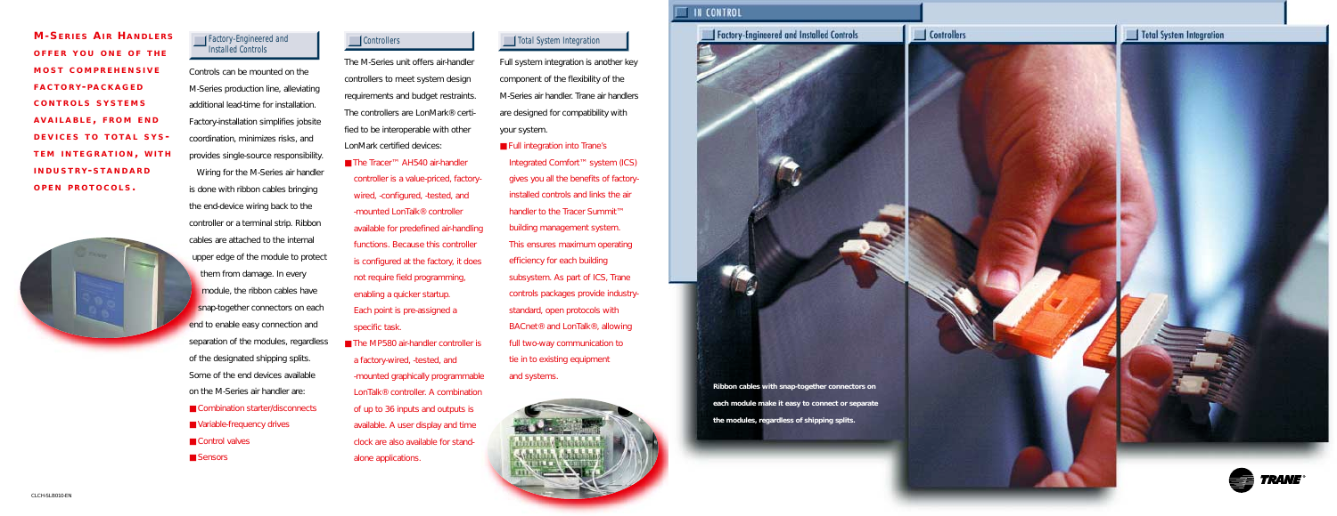**M-SERIES AIR HANDLERS OFFER YOU ONE OF THE MOST COMPREHENSIVE FACTORY-PACKAGED CONTROLS SYSTEMS AVAILABLE, FROM END DEVICES TO TOTAL SYSTEM INTEGRATION, WITH INDUSTRY-STANDARD OPEN PROTOCOLS.**

## Factory-Engineered and Installed Controls

Controls can be mounted on the M-Series production line, alleviating additional lead-time for installation. Factory-installation simplifies jobsite coordination, minimizes risks, and provides single-source responsibility.

Wiring for the M-Series air handler is done with ribbon cables bringing the end-device wiring back to the controller or a terminal strip. Ribbon cables are attached to the internal upper edge of the module to protect them from damage. In every module, the ribbon cables have snap-together connectors on each end to enable easy connection and separation of the modules, regardless of the designated shipping splits. Some of the end devices available on the M-Series air handler are:

- Combination starter/disconnects
- Variable-frequency drives
- Control valves
- Sensors

## Controllers

The M-Series unit offers air-handler controllers to meet system design requirements and budget restraints. The controllers are LonMark® certified to be interoperable with other LonMark certified devices:

- The Tracer™ AH540 air-handler controller is a value-priced, factory-wired, -configured, -tested, and -mounted LonTalk® controller available for predefined air-handling functions. Because this controller is configured at the factory, it does not require field programming, enabling a quicker startup. Each point is pre-assigned a specific task.
- The MP580 air-handler controller is a factory-wired, -tested, and -mounted graphically programmable LonTalk® controller. A combination of up to 36 inputs and outputs is available. A user display and time clock are also available for stand-alone applications.

## Total System Integration

Full system integration is another key component of the flexibility of the M-Series air handler. Trane air handlers are designed for compatibility with your system.

- Full integration into Trane's Integrated Comfort™ system (ICS) gives you all the benefits of factory-installed controls and links the air handler to the Tracer Summit™ building management system. This ensures maximum operating efficiency for each building subsystem. As part of ICS, Trane controls packages provide industry-standard, open protocols with BACnet® and LonTalk®, allowing full two-way communication to tie in to existing equipment and systems.

## IN CONTROL

### Factory-Engineered and Installed Controls

### Controllers

### Total System Integration

**Ribbon cables with snap-together connectors on each module make it easy to connect or separate the modules, regardless of shipping splits.**

CLCH-SLB010-EN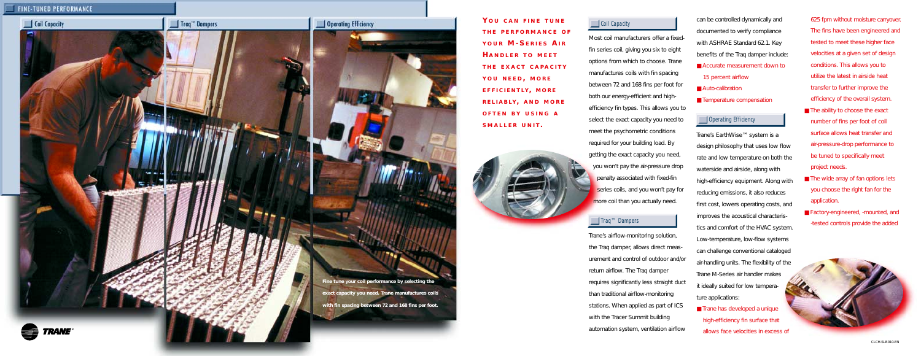# FINE-TUNED PERFORMANCE

Coil Capacity

Traq™ Dampers

Operating Efficiency

Fine tune your coil performance by selecting the exact capacity you need. Trane manufactures coils with fin spacing between 72 and 168 fins per foot.

**YOU CAN FINE TUNE THE PERFORMANCE OF YOUR M-SERIES AIR HANDLER TO MEET THE EXACT CAPACITY YOU NEED, MORE EFFICIENTLY, MORE RELIABLY, AND MORE OFTEN BY USING A SMALLER UNIT.**

## Coil Capacity

Most coil manufacturers offer a fixed-fin series coil, giving you six to eight options from which to choose. Trane manufactures coils with fin spacing between 72 and 168 fins per foot for both our energy-efficient and high-efficiency fin types. This allows you to select the exact capacity you need to meet the psychometric conditions required for your building load. By getting the exact capacity you need, you won't pay the air-pressure drop penalty associated with fixed-fin series coils, and you won't pay for more coil than you actually need.

## Traq™ Dampers

Trane's airflow-monitoring solution, the Traq damper, allows direct measurement and control of outdoor and/or return airflow. The Traq damper requires significantly less straight duct than traditional airflow-monitoring stations. When applied as part of ICS with the Tracer Summit building automation system, ventilation airflow can be controlled dynamically and documented to verify compliance with ASHRAE Standard 62.1. Key benefits of the Traq damper include:

- Accurate measurement down to 15 percent airflow
- Auto-calibration
- Temperature compensation

## Operating Efficiency

Trane's EarthWise™ system is a design philosophy that uses low flow rate and low temperature on both the waterside and airside, along with high-efficiency equipment. Along with reducing emissions, it also reduces first cost, lowers operating costs, and improves the acoustical characteristics and comfort of the HVAC system. Low-temperature, low-flow systems can challenge conventional cataloged air-handling units. The flexibility of the Trane M-Series air handler makes it ideally suited for low temperature applications:

- Trane has developed a unique high-efficiency fin surface that allows face velocities in excess of 625 fpm without moisture carryover. The fins have been engineered and tested to meet these higher face velocities at a given set of design conditions. This allows you to utilize the latest in airside heat transfer to further improve the efficiency of the overall system.
- The ability to choose the exact number of fins per foot of coil surface allows heat transfer and air-pressure-drop performance to be tuned to specifically meet project needs.
- The wide array of fan options lets you choose the right fan for the application.
- Factory-engineered, -mounted, and -tested controls provide the added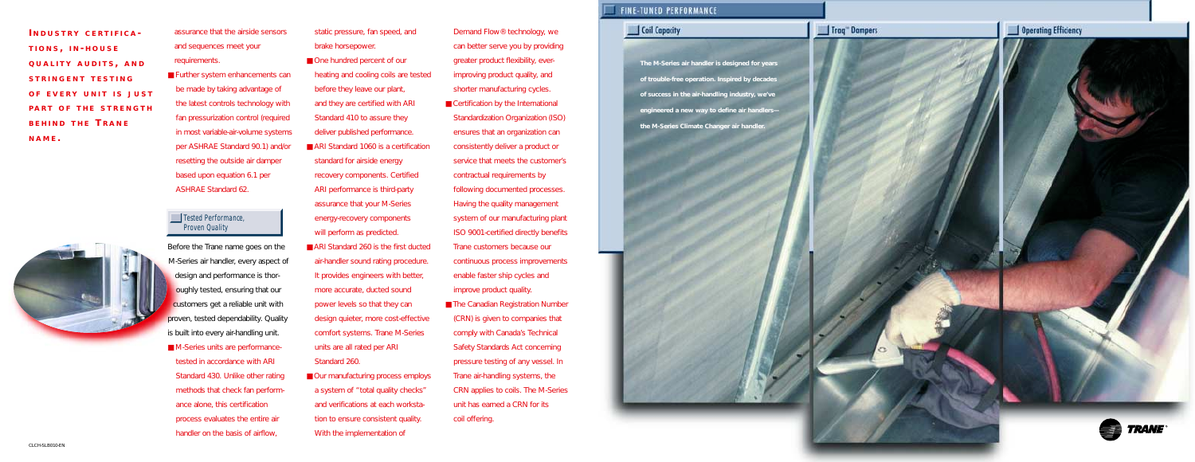**INDUSTRY CERTIFICATIONS, IN-HOUSE QUALITY AUDITS, AND STRINGENT TESTING OF EVERY UNIT IS JUST PART OF THE STRENGTH BEHIND THE TRANE NAME.**

assurance that the airside sensors and sequences meet your requirements.

- Further system enhancements can be made by taking advantage of the latest controls technology with fan pressurization control (required in most variable-air-volume systems per ASHRAE Standard 90.1) and/or resetting the outside air damper based upon equation 6.1 per ASHRAE Standard 62.

## Tested Performance, Proven Quality

Before the Trane name goes on the M-Series air handler, every aspect of design and performance is thoroughly tested, ensuring that our customers get a reliable unit with proven, tested dependability. Quality is built into every air-handling unit.

- M-Series units are performance-tested in accordance with ARI Standard 430. Unlike other rating methods that check fan performance alone, this certification process evaluates the entire air handler on the basis of airflow, static pressure, fan speed, and brake horsepower.
- One hundred percent of our heating and cooling coils are tested before they leave our plant, and they are certified with ARI Standard 410 to assure they deliver published performance.
- ARI Standard 1060 is a certification standard for airside energy recovery components. Certified ARI performance is third-party assurance that your M-Series energy-recovery components will perform as predicted.
- ARI Standard 260 is the first ducted air-handler sound rating procedure. It provides engineers with better, more accurate, ducted sound power levels so that they can design quieter, more cost-effective comfort systems. Trane M-Series units are all rated per ARI Standard 260.
- Our manufacturing process employs a system of "total quality checks" and verifications at each workstation to ensure consistent quality. With the implementation of Demand Flow® technology, we can better serve you by providing greater product flexibility, ever-improving product quality, and shorter manufacturing cycles.
- Certification by the International Standardization Organization (ISO) ensures that an organization can consistently deliver a product or service that meets the customer's contractual requirements by following documented processes. Having the quality management system of our manufacturing plant ISO 9001-certified directly benefits Trane customers because our continuous process improvements enable faster ship cycles and improve product quality.
- The Canadian Registration Number (CRN) is given to companies that comply with Canada's Technical Safety Standards Act concerning pressure testing of any vessel. In Trane air-handling systems, the CRN applies to coils. The M-Series unit has earned a CRN for its coil offering.

## FINE-TUNED PERFORMANCE

### Coil Capacity

**The M-Series air handler is designed for years of trouble-free operation. Inspired by decades of success in the air-handling industry, we've engineered a new way to define air handlers—the M-Series Climate Changer air handler.**

### Traq™ Dampers

### Operating Efficiency

CLCH-SLB010-EN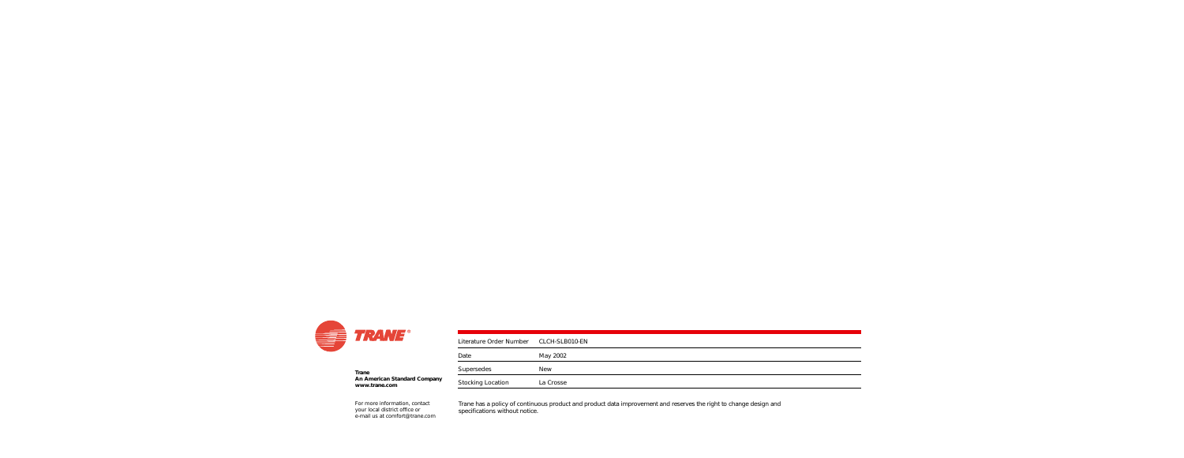**Trane**
**An American Standard Company**
**www.trane.com**

For more information, contact your local district office or e-mail us at comfort@trane.com

| | |
|---|---|
| Literature Order Number | CLCH-SLB010-EN |
| Date | May 2002 |
| Supersedes | New |
| Stocking Location | La Crosse |

Trane has a policy of continuous product and product data improvement and reserves the right to change design and specifications without notice.